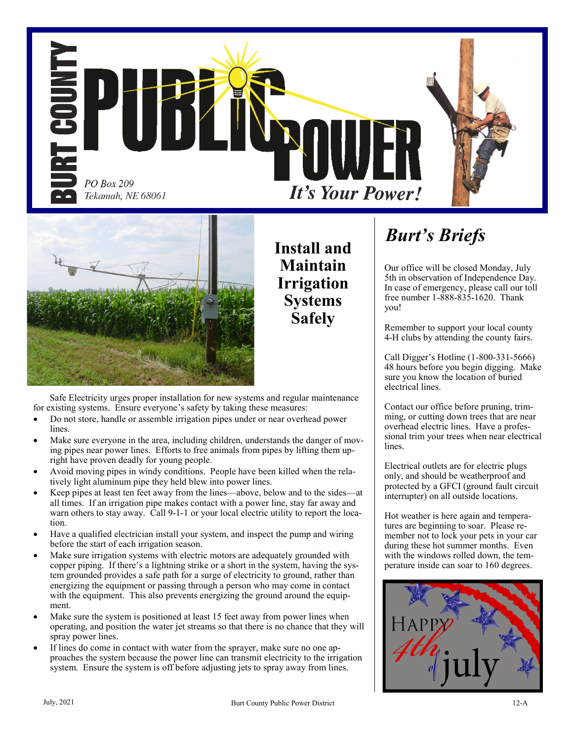# Burt County Public Power

PO Box 209
Tekamah, NE 68061

*It's Your Power!*

## Install and Maintain Irrigation Systems Safely

Safe Electricity urges proper installation for new systems and regular maintenance for existing systems. Ensure everyone's safety by taking these measures:

- Do not store, handle or assemble irrigation pipes under or near overhead power lines.
- Make sure everyone in the area, including children, understands the danger of moving pipes near power lines. Efforts to free animals from pipes by lifting them upright have proven deadly for young people.
- Avoid moving pipes in windy conditions. People have been killed when the relatively light aluminum pipe they held blew into power lines.
- Keep pipes at least ten feet away from the lines—above, below and to the sides—at all times. If an irrigation pipe makes contact with a power line, stay far away and warn others to stay away. Call 9-1-1 or your local electric utility to report the location.
- Have a qualified electrician install your system, and inspect the pump and wiring before the start of each irrigation season.
- Make sure irrigation systems with electric motors are adequately grounded with copper piping. If there's a lightning strike or a short in the system, having the system grounded provides a safe path for a surge of electricity to ground, rather than energizing the equipment or passing through a person who may come in contact with the equipment. This also prevents energizing the ground around the equipment.
- Make sure the system is positioned at least 15 feet away from power lines when operating, and position the water jet streams so that there is no chance that they will spray power lines.
- If lines do come in contact with water from the sprayer, make sure no one approaches the system because the power line can transmit electricity to the irrigation system. Ensure the system is off before adjusting jets to spray away from lines.

## *Burt's Briefs*

Our office will be closed Monday, July 5th in observation of Independence Day. In case of emergency, please call our toll free number 1-888-835-1620. Thank you!

Remember to support your local county 4-H clubs by attending the county fairs.

Call Digger's Hotline (1-800-331-5666) 48 hours before you begin digging. Make sure you know the location of buried electrical lines.

Contact our office before pruning, trimming, or cutting down trees that are near overhead electric lines. Have a professional trim your trees when near electrical lines.

Electrical outlets are for electric plugs only, and should be weatherproof and protected by a GFCI (ground fault circuit interrupter) on all outside locations.

Hot weather is here again and temperatures are beginning to soar. Please remember not to lock your pets in your car during these hot summer months. Even with the windows rolled down, the temperature inside can soar to 160 degrees.

Happy 4th of July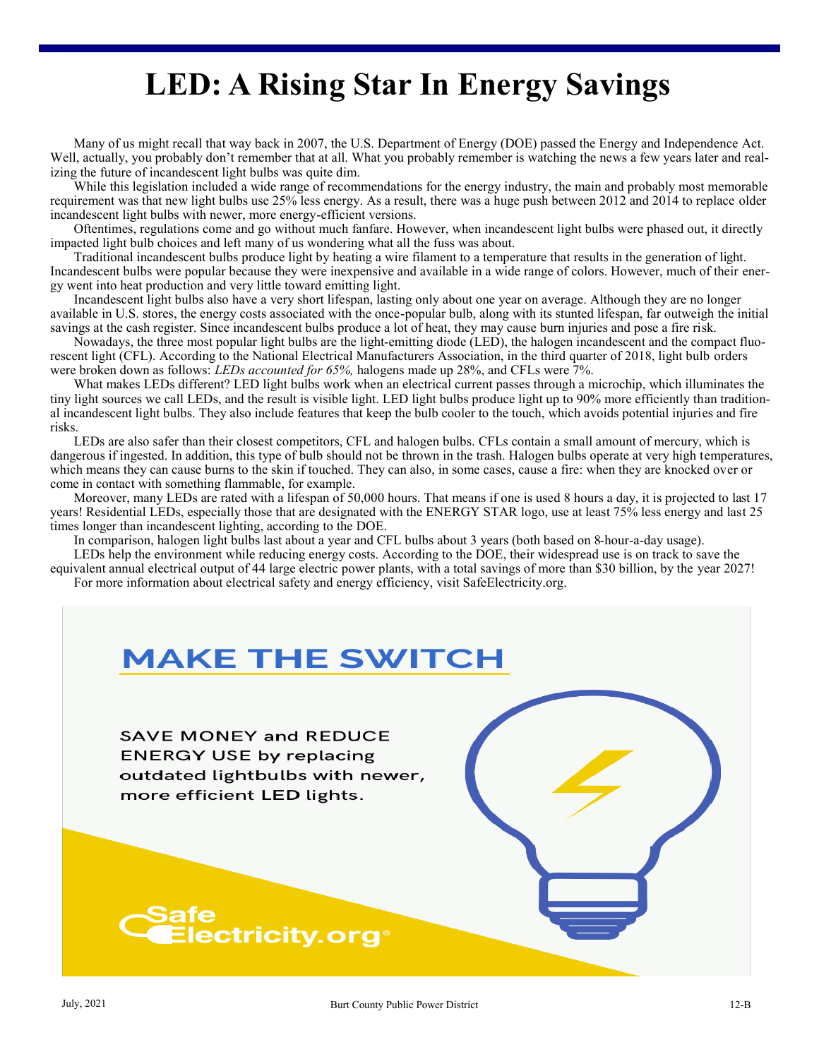# LED: A Rising Star In Energy Savings

Many of us might recall that way back in 2007, the U.S. Department of Energy (DOE) passed the Energy and Independence Act. Well, actually, you probably don't remember that at all. What you probably remember is watching the news a few years later and realizing the future of incandescent light bulbs was quite dim.

While this legislation included a wide range of recommendations for the energy industry, the main and probably most memorable requirement was that new light bulbs use 25% less energy. As a result, there was a huge push between 2012 and 2014 to replace older incandescent light bulbs with newer, more energy-efficient versions.

Oftentimes, regulations come and go without much fanfare. However, when incandescent light bulbs were phased out, it directly impacted light bulb choices and left many of us wondering what all the fuss was about.

Traditional incandescent bulbs produce light by heating a wire filament to a temperature that results in the generation of light. Incandescent bulbs were popular because they were inexpensive and available in a wide range of colors. However, much of their energy went into heat production and very little toward emitting light.

Incandescent light bulbs also have a very short lifespan, lasting only about one year on average. Although they are no longer available in U.S. stores, the energy costs associated with the once-popular bulb, along with its stunted lifespan, far outweigh the initial savings at the cash register. Since incandescent bulbs produce a lot of heat, they may cause burn injuries and pose a fire risk.

Nowadays, the three most popular light bulbs are the light-emitting diode (LED), the halogen incandescent and the compact fluorescent light (CFL). According to the National Electrical Manufacturers Association, in the third quarter of 2018, light bulb orders were broken down as follows: *LEDs accounted for 65%,* halogens made up 28%, and CFLs were 7%.

What makes LEDs different? LED light bulbs work when an electrical current passes through a microchip, which illuminates the tiny light sources we call LEDs, and the result is visible light. LED light bulbs produce light up to 90% more efficiently than traditional incandescent light bulbs. They also include features that keep the bulb cooler to the touch, which avoids potential injuries and fire risks.

LEDs are also safer than their closest competitors, CFL and halogen bulbs. CFLs contain a small amount of mercury, which is dangerous if ingested. In addition, this type of bulb should not be thrown in the trash. Halogen bulbs operate at very high temperatures, which means they can cause burns to the skin if touched. They can also, in some cases, cause a fire: when they are knocked over or come in contact with something flammable, for example.

Moreover, many LEDs are rated with a lifespan of 50,000 hours. That means if one is used 8 hours a day, it is projected to last 17 years! Residential LEDs, especially those that are designated with the ENERGY STAR logo, use at least 75% less energy and last 25 times longer than incandescent lighting, according to the DOE.

In comparison, halogen light bulbs last about a year and CFL bulbs about 3 years (both based on 8-hour-a-day usage).

LEDs help the environment while reducing energy costs. According to the DOE, their widespread use is on track to save the equivalent annual electrical output of 44 large electric power plants, with a total savings of more than $30 billion, by the year 2027!

For more information about electrical safety and energy efficiency, visit SafeElectricity.org.

## MAKE THE SWITCH

SAVE MONEY and REDUCE ENERGY USE by replacing outdated lightbulbs with newer, more efficient LED lights.

SafeElectricity.org®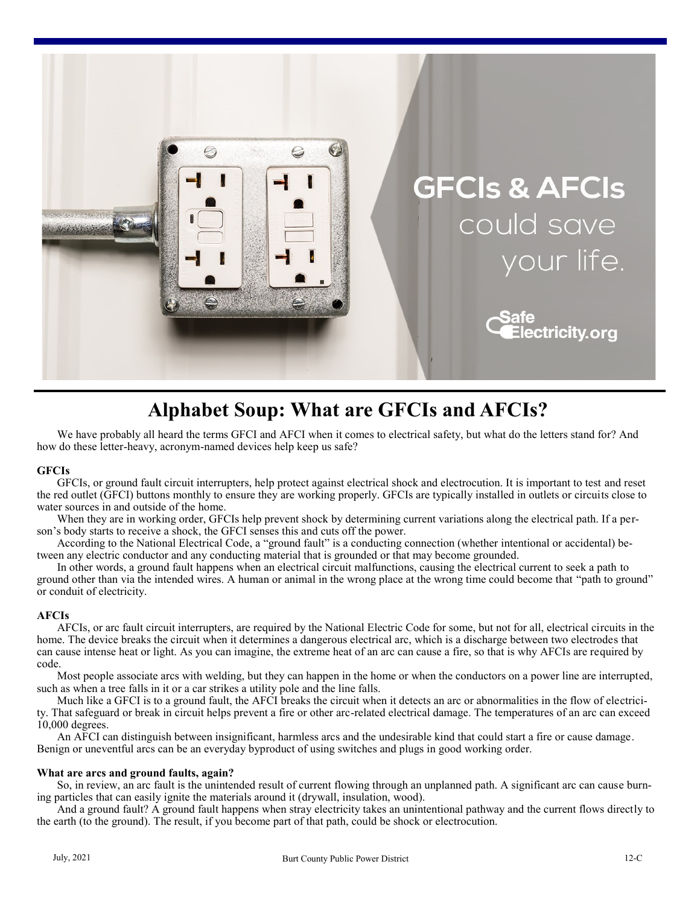# Alphabet Soup: What are GFCIs and AFCIs?

We have probably all heard the terms GFCI and AFCI when it comes to electrical safety, but what do the letters stand for? And how do these letter-heavy, acronym-named devices help keep us safe?

**GFCIs**

GFCIs, or ground fault circuit interrupters, help protect against electrical shock and electrocution. It is important to test and reset the red outlet (GFCI) buttons monthly to ensure they are working properly. GFCIs are typically installed in outlets or circuits close to water sources in and outside of the home.

When they are in working order, GFCIs help prevent shock by determining current variations along the electrical path. If a person's body starts to receive a shock, the GFCI senses this and cuts off the power.

According to the National Electrical Code, a "ground fault" is a conducting connection (whether intentional or accidental) between any electric conductor and any conducting material that is grounded or that may become grounded.

In other words, a ground fault happens when an electrical circuit malfunctions, causing the electrical current to seek a path to ground other than via the intended wires. A human or animal in the wrong place at the wrong time could become that "path to ground" or conduit of electricity.

**AFCIs**

AFCIs, or arc fault circuit interrupters, are required by the National Electric Code for some, but not for all, electrical circuits in the home. The device breaks the circuit when it determines a dangerous electrical arc, which is a discharge between two electrodes that can cause intense heat or light. As you can imagine, the extreme heat of an arc can cause a fire, so that is why AFCIs are required by code.

Most people associate arcs with welding, but they can happen in the home or when the conductors on a power line are interrupted, such as when a tree falls in it or a car strikes a utility pole and the line falls.

Much like a GFCI is to a ground fault, the AFCI breaks the circuit when it detects an arc or abnormalities in the flow of electricity. That safeguard or break in circuit helps prevent a fire or other arc-related electrical damage. The temperatures of an arc can exceed 10,000 degrees.

An AFCI can distinguish between insignificant, harmless arcs and the undesirable kind that could start a fire or cause damage. Benign or uneventful arcs can be an everyday byproduct of using switches and plugs in good working order.

**What are arcs and ground faults, again?**

So, in review, an arc fault is the unintended result of current flowing through an unplanned path. A significant arc can cause burning particles that can easily ignite the materials around it (drywall, insulation, wood).

And a ground fault? A ground fault happens when stray electricity takes an unintentional pathway and the current flows directly to the earth (to the ground). The result, if you become part of that path, could be shock or electrocution.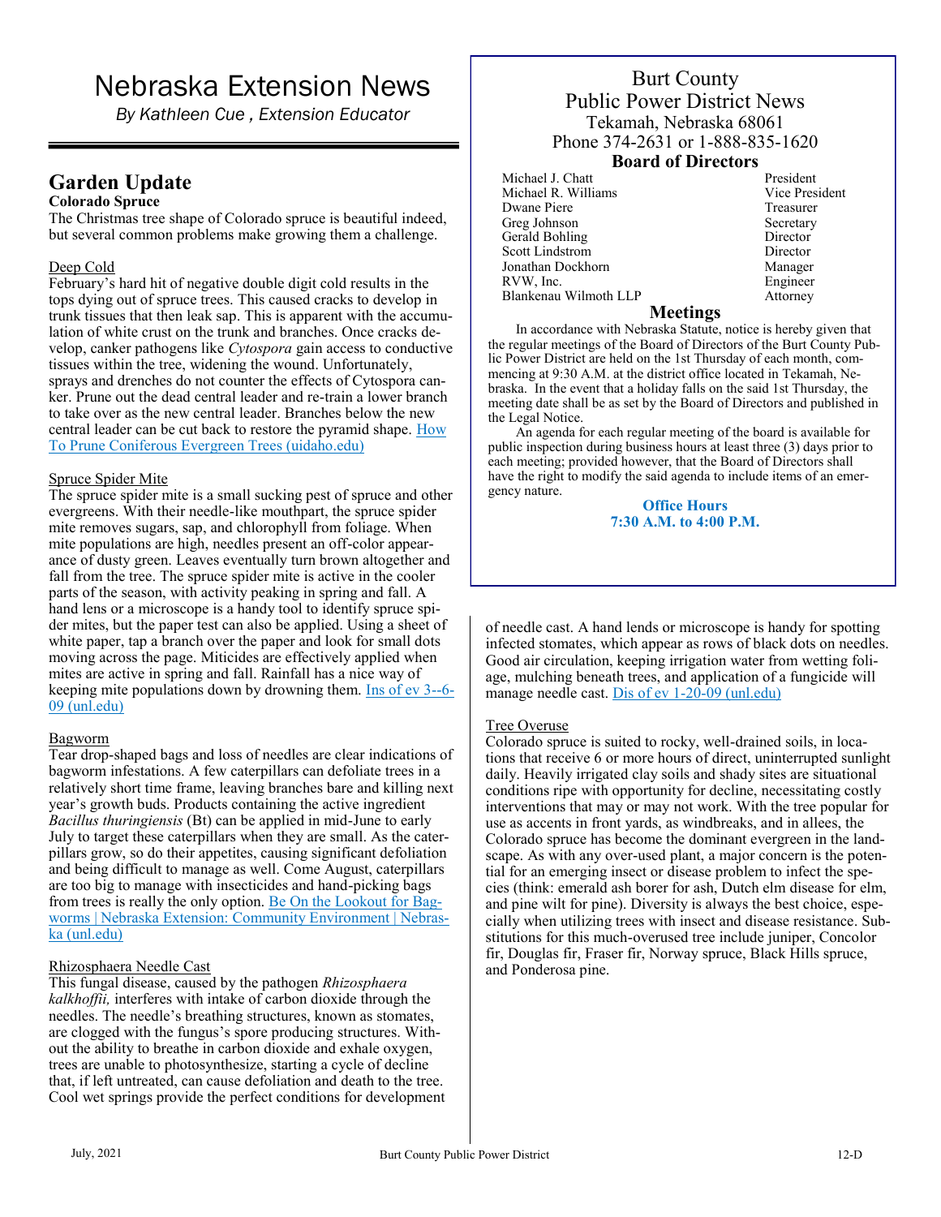# Nebraska Extension News

*By Kathleen Cue , Extension Educator*

## Garden Update

**Colorado Spruce**

The Christmas tree shape of Colorado spruce is beautiful indeed, but several common problems make growing them a challenge.

Deep Cold

February's hard hit of negative double digit cold results in the tops dying out of spruce trees. This caused cracks to develop in trunk tissues that then leak sap. This is apparent with the accumulation of white crust on the trunk and branches. Once cracks develop, canker pathogens like *Cytospora* gain access to conductive tissues within the tree, widening the wound. Unfortunately, sprays and drenches do not counter the effects of Cytospora canker. Prune out the dead central leader and re-train a lower branch to take over as the new central leader. Branches below the new central leader can be cut back to restore the pyramid shape. How To Prune Coniferous Evergreen Trees (uidaho.edu)

Spruce Spider Mite

The spruce spider mite is a small sucking pest of spruce and other evergreens. With their needle-like mouthpart, the spruce spider mite removes sugars, sap, and chlorophyll from foliage. When mite populations are high, needles present an off-color appearance of dusty green. Leaves eventually turn brown altogether and fall from the tree. The spruce spider mite is active in the cooler parts of the season, with activity peaking in spring and fall. A hand lens or a microscope is a handy tool to identify spruce spider mites, but the paper test can also be applied. Using a sheet of white paper, tap a branch over the paper and look for small dots moving across the page. Miticides are effectively applied when mites are active in spring and fall. Rainfall has a nice way of keeping mite populations down by drowning them. Ins of ev 3--6-09 (unl.edu)

Bagworm

Tear drop-shaped bags and loss of needles are clear indications of bagworm infestations. A few caterpillars can defoliate trees in a relatively short time frame, leaving branches bare and killing next year's growth buds. Products containing the active ingredient *Bacillus thuringiensis* (Bt) can be applied in mid-June to early July to target these caterpillars when they are small. As the caterpillars grow, so do their appetites, causing significant defoliation and being difficult to manage as well. Come August, caterpillars are too big to manage with insecticides and hand-picking bags from trees is really the only option. Be On the Lookout for Bagworms | Nebraska Extension: Community Environment | Nebraska (unl.edu)

Rhizosphaera Needle Cast

This fungal disease, caused by the pathogen *Rhizosphaera kalkhoffii,* interferes with intake of carbon dioxide through the needles. The needle's breathing structures, known as stomates, are clogged with the fungus's spore producing structures. Without the ability to breathe in carbon dioxide and exhale oxygen, trees are unable to photosynthesize, starting a cycle of decline that, if left untreated, can cause defoliation and death to the tree. Cool wet springs provide the perfect conditions for development of needle cast. A hand lends or microscope is handy for spotting infected stomates, which appear as rows of black dots on needles. Good air circulation, keeping irrigation water from wetting foliage, mulching beneath trees, and application of a fungicide will manage needle cast. Dis of ev 1-20-09 (unl.edu)

Tree Overuse

Colorado spruce is suited to rocky, well-drained soils, in locations that receive 6 or more hours of direct, uninterrupted sunlight daily. Heavily irrigated clay soils and shady sites are situational conditions ripe with opportunity for decline, necessitating costly interventions that may or may not work. With the tree popular for use as accents in front yards, as windbreaks, and in allees, the Colorado spruce has become the dominant evergreen in the landscape. As with any over-used plant, a major concern is the potential for an emerging insect or disease problem to infect the species (think: emerald ash borer for ash, Dutch elm disease for elm, and pine wilt for pine). Diversity is always the best choice, especially when utilizing trees with insect and disease resistance. Substitutions for this much-overused tree include juniper, Concolor fir, Douglas fir, Fraser fir, Norway spruce, Black Hills spruce, and Ponderosa pine.

---

# Burt County Public Power District News

Tekamah, Nebraska 68061

Phone 374-2631 or 1-888-835-1620

## Board of Directors

| | |
|---|---|
| Michael J. Chatt | President |
| Michael R. Williams | Vice President |
| Dwane Piere | Treasurer |
| Greg Johnson | Secretary |
| Gerald Bohling | Director |
| Scott Lindstrom | Director |
| Jonathan Dockhorn | Manager |
| RVW, Inc. | Engineer |
| Blankenau Wilmoth LLP | Attorney |

## Meetings

In accordance with Nebraska Statute, notice is hereby given that the regular meetings of the Board of Directors of the Burt County Public Power District are held on the 1st Thursday of each month, commencing at 9:30 A.M. at the district office located in Tekamah, Nebraska. In the event that a holiday falls on the said 1st Thursday, the meeting date shall be as set by the Board of Directors and published in the Legal Notice.

An agenda for each regular meeting of the board is available for public inspection during business hours at least three (3) days prior to each meeting; provided however, that the Board of Directors shall have the right to modify the said agenda to include items of an emergency nature.

**Office Hours**
**7:30 A.M. to 4:00 P.M.**